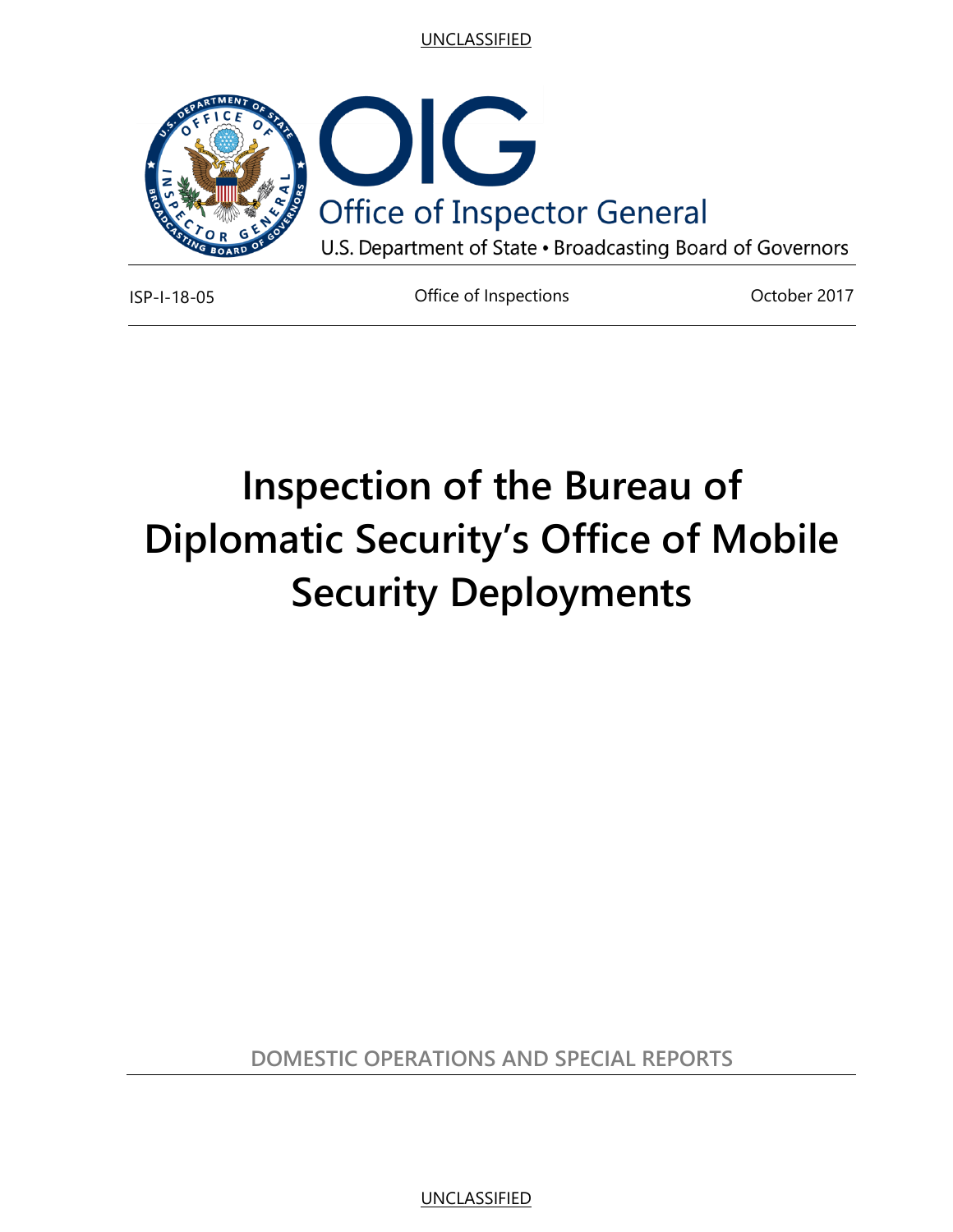UNCLASSIFIED

# OIG

Office of Inspector General

U.S. Department of State • Broadcasting Board of Governors

ISP-I-18-05 | Office of Inspections | October 2017

# Inspection of the Bureau of Diplomatic Security's Office of Mobile Security Deployments

DOMESTIC OPERATIONS AND SPECIAL REPORTS

UNCLASSIFIED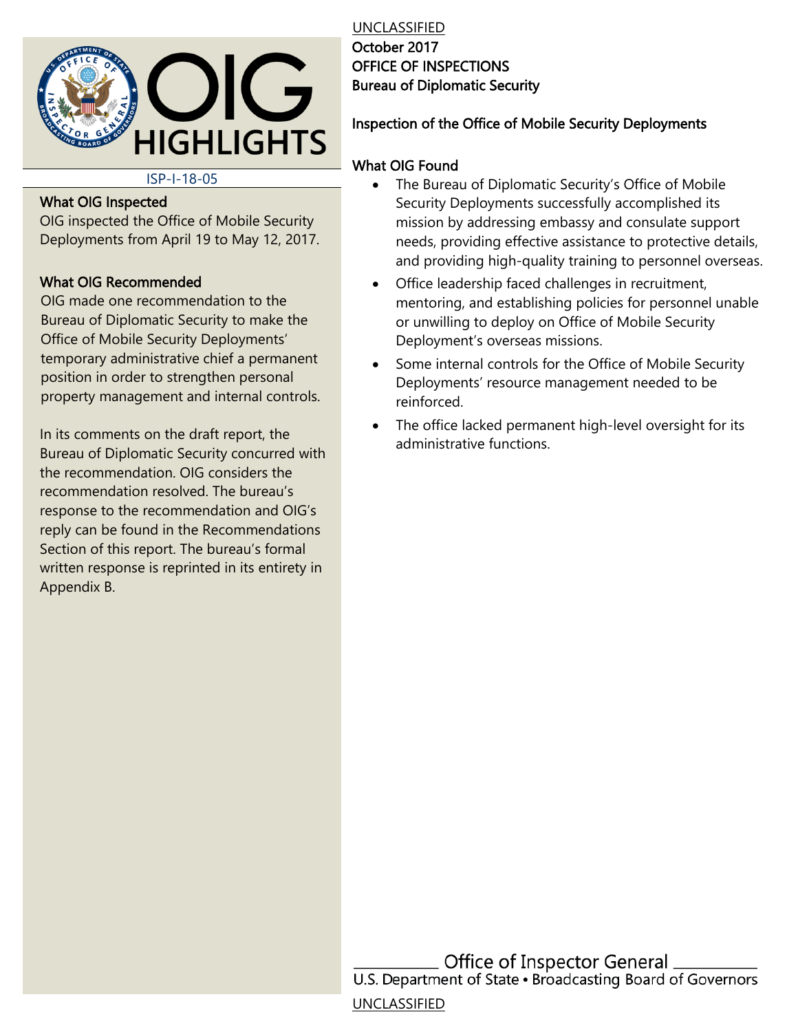UNCLASSIFIED

# OIG HIGHLIGHTS

ISP-I-18-05

October 2017
OFFICE OF INSPECTIONS
Bureau of Diplomatic Security

## Inspection of the Office of Mobile Security Deployments

### What OIG Inspected

OIG inspected the Office of Mobile Security Deployments from April 19 to May 12, 2017.

### What OIG Recommended

OIG made one recommendation to the Bureau of Diplomatic Security to make the Office of Mobile Security Deployments' temporary administrative chief a permanent position in order to strengthen personal property management and internal controls.

In its comments on the draft report, the Bureau of Diplomatic Security concurred with the recommendation. OIG considers the recommendation resolved. The bureau's response to the recommendation and OIG's reply can be found in the Recommendations Section of this report. The bureau's formal written response is reprinted in its entirety in Appendix B.

### What OIG Found

- The Bureau of Diplomatic Security's Office of Mobile Security Deployments successfully accomplished its mission by addressing embassy and consulate support needs, providing effective assistance to protective details, and providing high-quality training to personnel overseas.
- Office leadership faced challenges in recruitment, mentoring, and establishing policies for personnel unable or unwilling to deploy on Office of Mobile Security Deployment's overseas missions.
- Some internal controls for the Office of Mobile Security Deployments' resource management needed to be reinforced.
- The office lacked permanent high-level oversight for its administrative functions.

Office of Inspector General
U.S. Department of State • Broadcasting Board of Governors

UNCLASSIFIED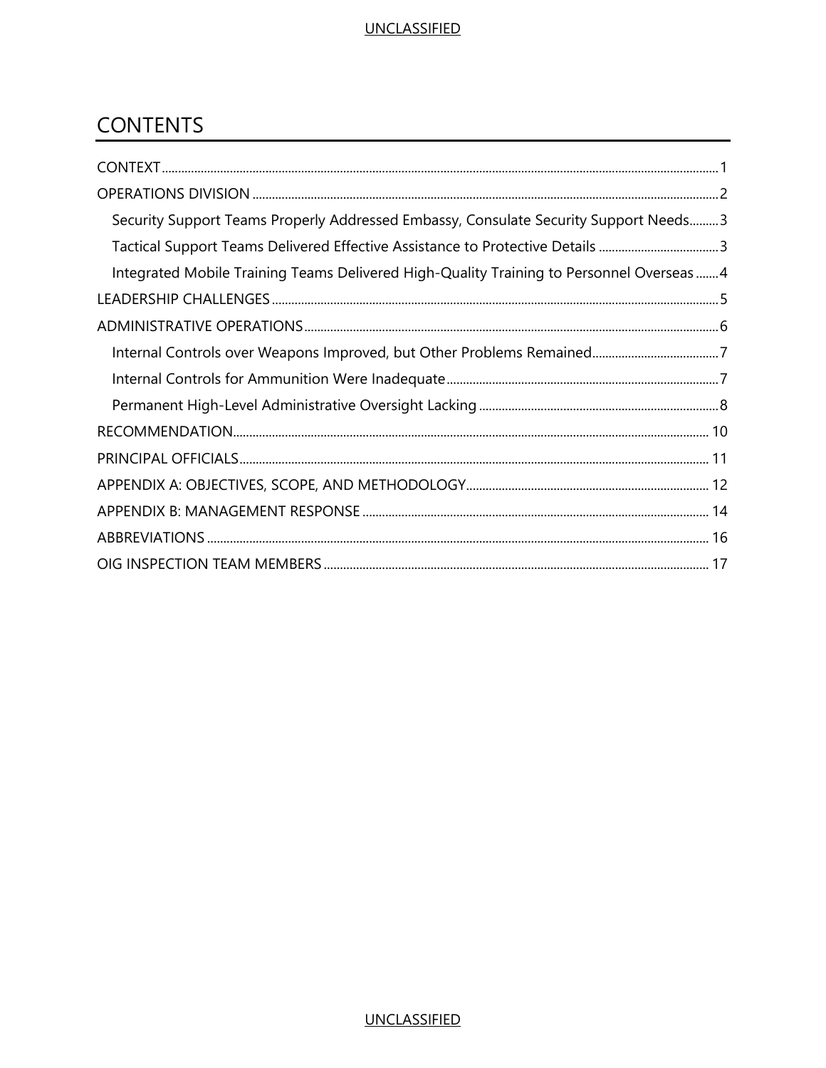# CONTENTS

- CONTEXT ... 1
- OPERATIONS DIVISION ... 2
  - Security Support Teams Properly Addressed Embassy, Consulate Security Support Needs ... 3
  - Tactical Support Teams Delivered Effective Assistance to Protective Details ... 3
  - Integrated Mobile Training Teams Delivered High-Quality Training to Personnel Overseas ... 4
- LEADERSHIP CHALLENGES ... 5
- ADMINISTRATIVE OPERATIONS ... 6
  - Internal Controls over Weapons Improved, but Other Problems Remained ... 7
  - Internal Controls for Ammunition Were Inadequate ... 7
  - Permanent High-Level Administrative Oversight Lacking ... 8
- RECOMMENDATION ... 10
- PRINCIPAL OFFICIALS ... 11
- APPENDIX A: OBJECTIVES, SCOPE, AND METHODOLOGY ... 12
- APPENDIX B: MANAGEMENT RESPONSE ... 14
- ABBREVIATIONS ... 16
- OIG INSPECTION TEAM MEMBERS ... 17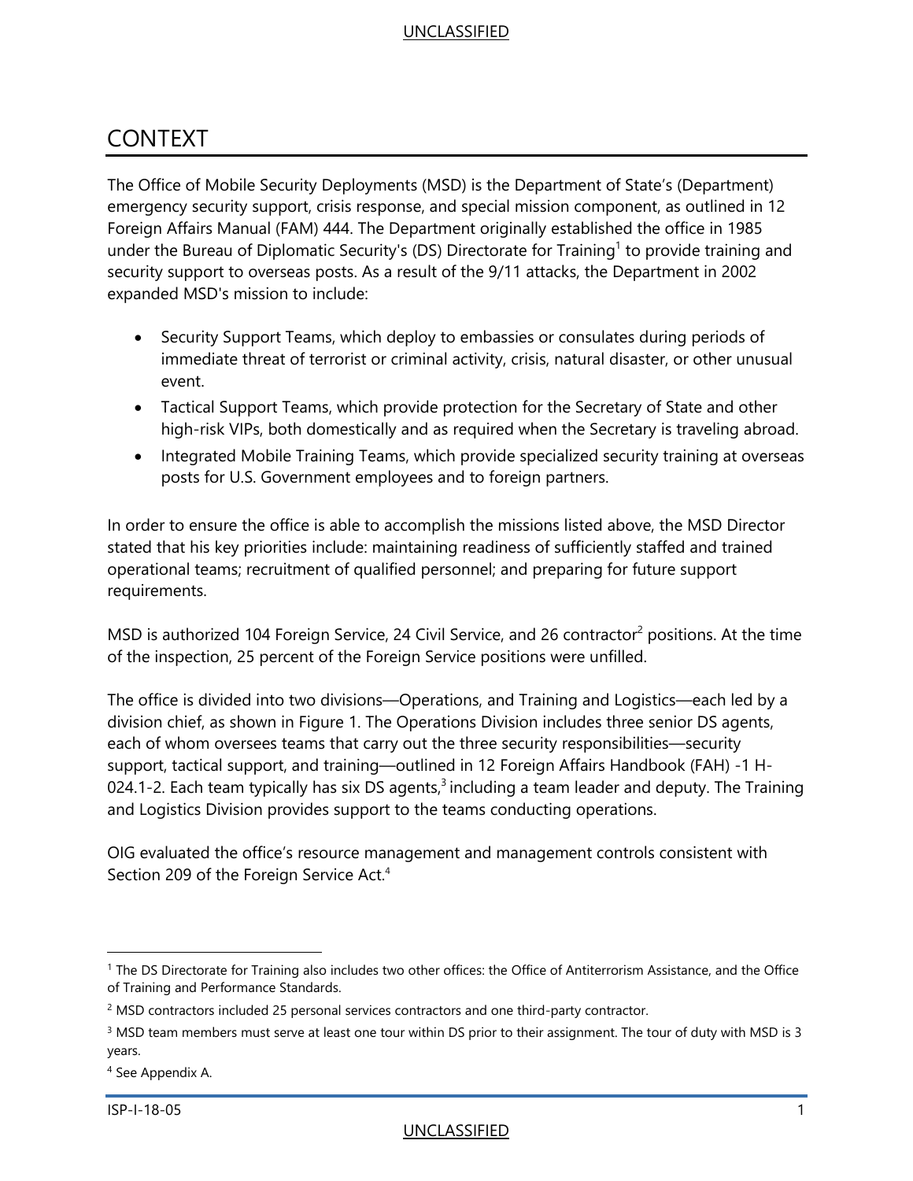# CONTEXT

The Office of Mobile Security Deployments (MSD) is the Department of State's (Department) emergency security support, crisis response, and special mission component, as outlined in 12 Foreign Affairs Manual (FAM) 444. The Department originally established the office in 1985 under the Bureau of Diplomatic Security's (DS) Directorate for Training[1] to provide training and security support to overseas posts. As a result of the 9/11 attacks, the Department in 2002 expanded MSD's mission to include:

- Security Support Teams, which deploy to embassies or consulates during periods of immediate threat of terrorist or criminal activity, crisis, natural disaster, or other unusual event.
- Tactical Support Teams, which provide protection for the Secretary of State and other high-risk VIPs, both domestically and as required when the Secretary is traveling abroad.
- Integrated Mobile Training Teams, which provide specialized security training at overseas posts for U.S. Government employees and to foreign partners.

In order to ensure the office is able to accomplish the missions listed above, the MSD Director stated that his key priorities include: maintaining readiness of sufficiently staffed and trained operational teams; recruitment of qualified personnel; and preparing for future support requirements.

MSD is authorized 104 Foreign Service, 24 Civil Service, and 26 contractor[2] positions. At the time of the inspection, 25 percent of the Foreign Service positions were unfilled.

The office is divided into two divisions—Operations, and Training and Logistics—each led by a division chief, as shown in Figure 1. The Operations Division includes three senior DS agents, each of whom oversees teams that carry out the three security responsibilities—security support, tactical support, and training—outlined in 12 Foreign Affairs Handbook (FAH) -1 H-024.1-2. Each team typically has six DS agents,[3] including a team leader and deputy. The Training and Logistics Division provides support to the teams conducting operations.

OIG evaluated the office's resource management and management controls consistent with Section 209 of the Foreign Service Act.[4]

---

[1] The DS Directorate for Training also includes two other offices: the Office of Antiterrorism Assistance, and the Office of Training and Performance Standards.

[2] MSD contractors included 25 personal services contractors and one third-party contractor.

[3] MSD team members must serve at least one tour within DS prior to their assignment. The tour of duty with MSD is 3 years.

[4] See Appendix A.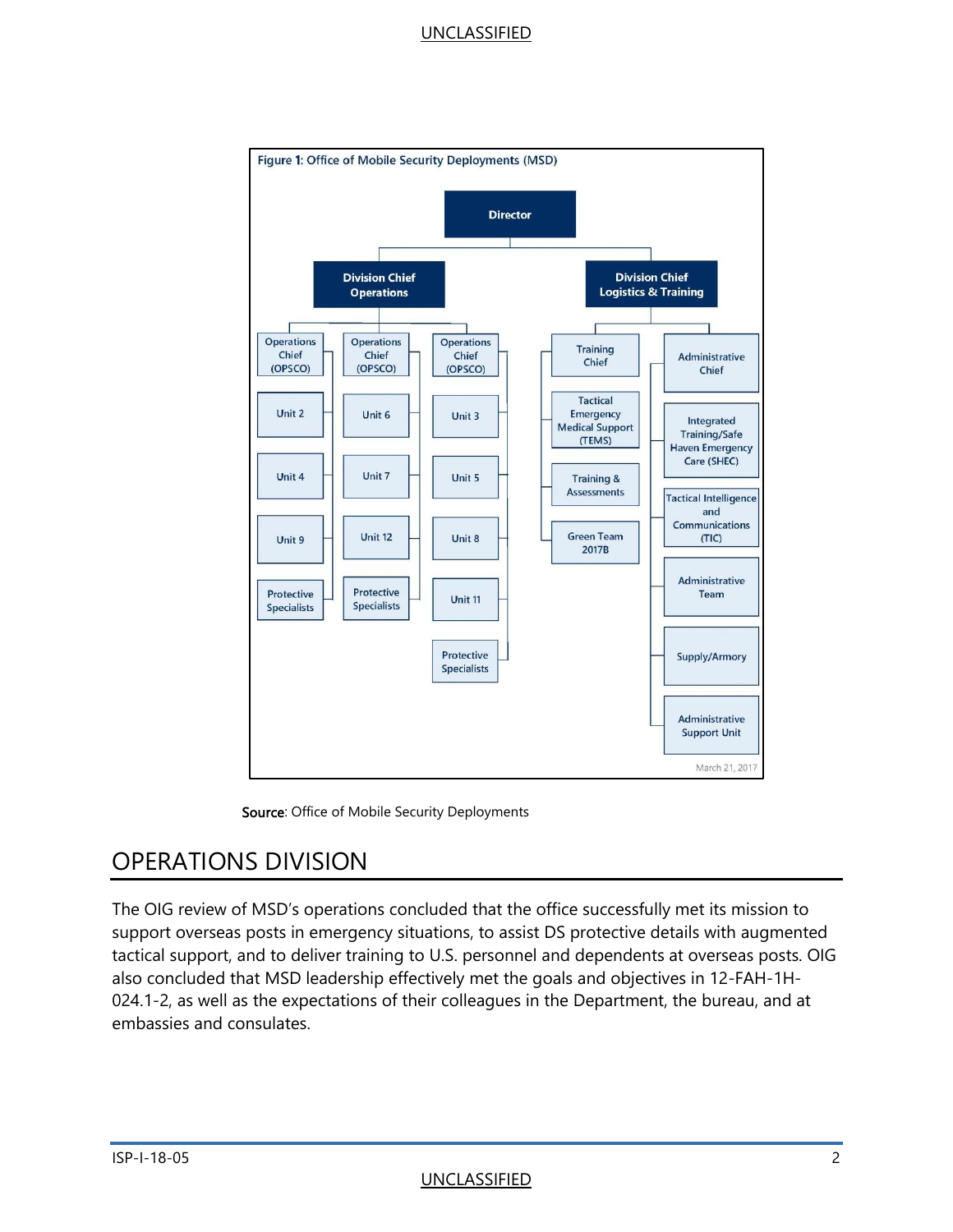**Figure 1: Office of Mobile Security Deployments (MSD)**

- Director
  - Division Chief Operations
    - Operations Chief (OPSCO)
      - Unit 2
      - Unit 4
      - Unit 9
      - Protective Specialists
    - Operations Chief (OPSCO)
      - Unit 6
      - Unit 7
      - Unit 12
      - Protective Specialists
    - Operations Chief (OPSCO)
      - Unit 3
      - Unit 5
      - Unit 8
      - Unit 11
      - Protective Specialists
  - Division Chief Logistics & Training
    - Training Chief
      - Tactical Emergency Medical Support (TEMS)
      - Training & Assessments
      - Green Team 2017B
    - Administrative Chief
      - Integrated Training/Safe Haven Emergency Care (SHEC)
      - Tactical Intelligence and Communications (TIC)
      - Administrative Team
      - Supply/Armory
      - Administrative Support Unit

March 21, 2017

**Source**: Office of Mobile Security Deployments

# OPERATIONS DIVISION

The OIG review of MSD's operations concluded that the office successfully met its mission to support overseas posts in emergency situations, to assist DS protective details with augmented tactical support, and to deliver training to U.S. personnel and dependents at overseas posts. OIG also concluded that MSD leadership effectively met the goals and objectives in 12-FAH-1H-024.1-2, as well as the expectations of their colleagues in the Department, the bureau, and at embassies and consulates.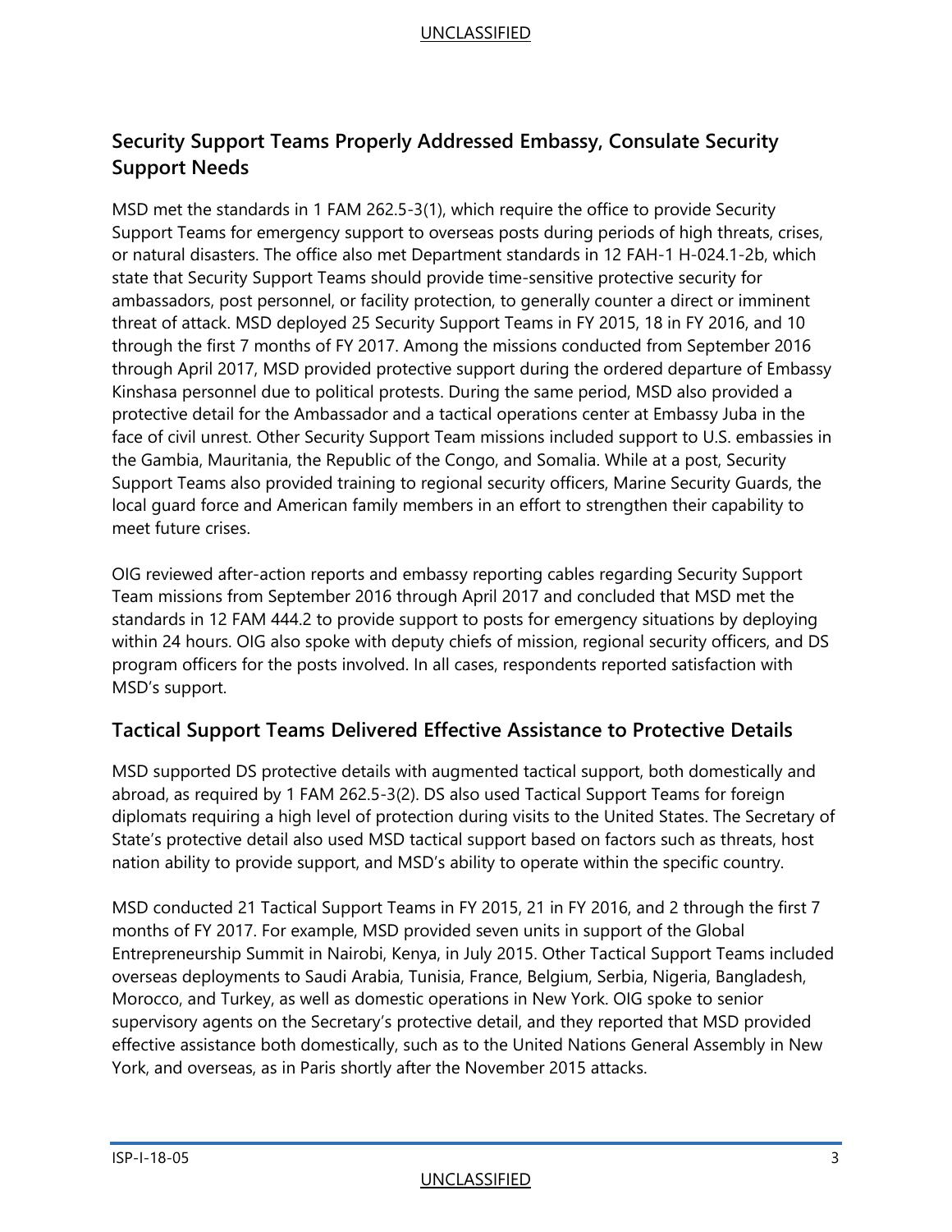## Security Support Teams Properly Addressed Embassy, Consulate Security Support Needs

MSD met the standards in 1 FAM 262.5-3(1), which require the office to provide Security Support Teams for emergency support to overseas posts during periods of high threats, crises, or natural disasters. The office also met Department standards in 12 FAH-1 H-024.1-2b, which state that Security Support Teams should provide time-sensitive protective security for ambassadors, post personnel, or facility protection, to generally counter a direct or imminent threat of attack. MSD deployed 25 Security Support Teams in FY 2015, 18 in FY 2016, and 10 through the first 7 months of FY 2017. Among the missions conducted from September 2016 through April 2017, MSD provided protective support during the ordered departure of Embassy Kinshasa personnel due to political protests. During the same period, MSD also provided a protective detail for the Ambassador and a tactical operations center at Embassy Juba in the face of civil unrest. Other Security Support Team missions included support to U.S. embassies in the Gambia, Mauritania, the Republic of the Congo, and Somalia. While at a post, Security Support Teams also provided training to regional security officers, Marine Security Guards, the local guard force and American family members in an effort to strengthen their capability to meet future crises.

OIG reviewed after-action reports and embassy reporting cables regarding Security Support Team missions from September 2016 through April 2017 and concluded that MSD met the standards in 12 FAM 444.2 to provide support to posts for emergency situations by deploying within 24 hours. OIG also spoke with deputy chiefs of mission, regional security officers, and DS program officers for the posts involved. In all cases, respondents reported satisfaction with MSD's support.

## Tactical Support Teams Delivered Effective Assistance to Protective Details

MSD supported DS protective details with augmented tactical support, both domestically and abroad, as required by 1 FAM 262.5-3(2). DS also used Tactical Support Teams for foreign diplomats requiring a high level of protection during visits to the United States. The Secretary of State's protective detail also used MSD tactical support based on factors such as threats, host nation ability to provide support, and MSD's ability to operate within the specific country.

MSD conducted 21 Tactical Support Teams in FY 2015, 21 in FY 2016, and 2 through the first 7 months of FY 2017. For example, MSD provided seven units in support of the Global Entrepreneurship Summit in Nairobi, Kenya, in July 2015. Other Tactical Support Teams included overseas deployments to Saudi Arabia, Tunisia, France, Belgium, Serbia, Nigeria, Bangladesh, Morocco, and Turkey, as well as domestic operations in New York. OIG spoke to senior supervisory agents on the Secretary's protective detail, and they reported that MSD provided effective assistance both domestically, such as to the United Nations General Assembly in New York, and overseas, as in Paris shortly after the November 2015 attacks.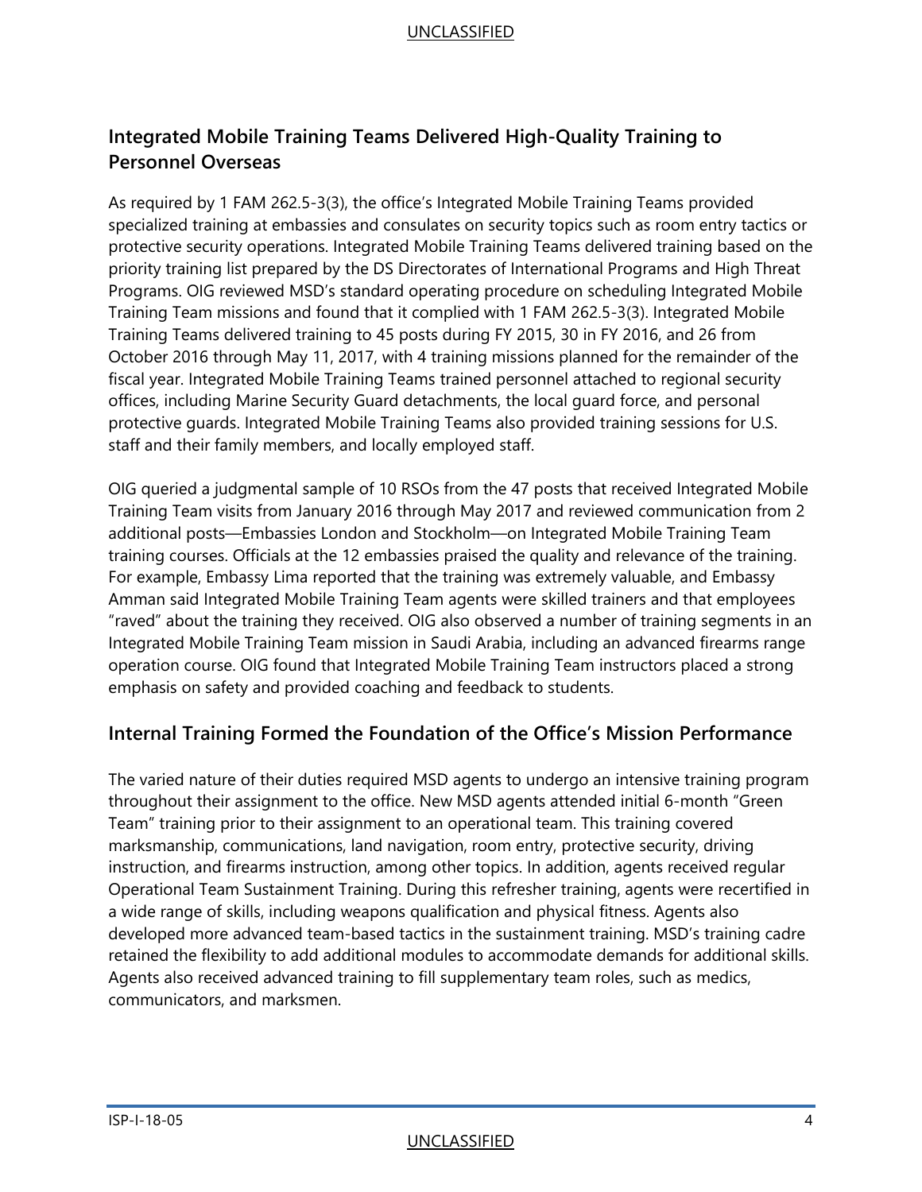## Integrated Mobile Training Teams Delivered High-Quality Training to Personnel Overseas

As required by 1 FAM 262.5-3(3), the office's Integrated Mobile Training Teams provided specialized training at embassies and consulates on security topics such as room entry tactics or protective security operations. Integrated Mobile Training Teams delivered training based on the priority training list prepared by the DS Directorates of International Programs and High Threat Programs. OIG reviewed MSD's standard operating procedure on scheduling Integrated Mobile Training Team missions and found that it complied with 1 FAM 262.5-3(3). Integrated Mobile Training Teams delivered training to 45 posts during FY 2015, 30 in FY 2016, and 26 from October 2016 through May 11, 2017, with 4 training missions planned for the remainder of the fiscal year. Integrated Mobile Training Teams trained personnel attached to regional security offices, including Marine Security Guard detachments, the local guard force, and personal protective guards. Integrated Mobile Training Teams also provided training sessions for U.S. staff and their family members, and locally employed staff.

OIG queried a judgmental sample of 10 RSOs from the 47 posts that received Integrated Mobile Training Team visits from January 2016 through May 2017 and reviewed communication from 2 additional posts—Embassies London and Stockholm—on Integrated Mobile Training Team training courses. Officials at the 12 embassies praised the quality and relevance of the training. For example, Embassy Lima reported that the training was extremely valuable, and Embassy Amman said Integrated Mobile Training Team agents were skilled trainers and that employees "raved" about the training they received. OIG also observed a number of training segments in an Integrated Mobile Training Team mission in Saudi Arabia, including an advanced firearms range operation course. OIG found that Integrated Mobile Training Team instructors placed a strong emphasis on safety and provided coaching and feedback to students.

## Internal Training Formed the Foundation of the Office's Mission Performance

The varied nature of their duties required MSD agents to undergo an intensive training program throughout their assignment to the office. New MSD agents attended initial 6-month "Green Team" training prior to their assignment to an operational team. This training covered marksmanship, communications, land navigation, room entry, protective security, driving instruction, and firearms instruction, among other topics. In addition, agents received regular Operational Team Sustainment Training. During this refresher training, agents were recertified in a wide range of skills, including weapons qualification and physical fitness. Agents also developed more advanced team-based tactics in the sustainment training. MSD's training cadre retained the flexibility to add additional modules to accommodate demands for additional skills. Agents also received advanced training to fill supplementary team roles, such as medics, communicators, and marksmen.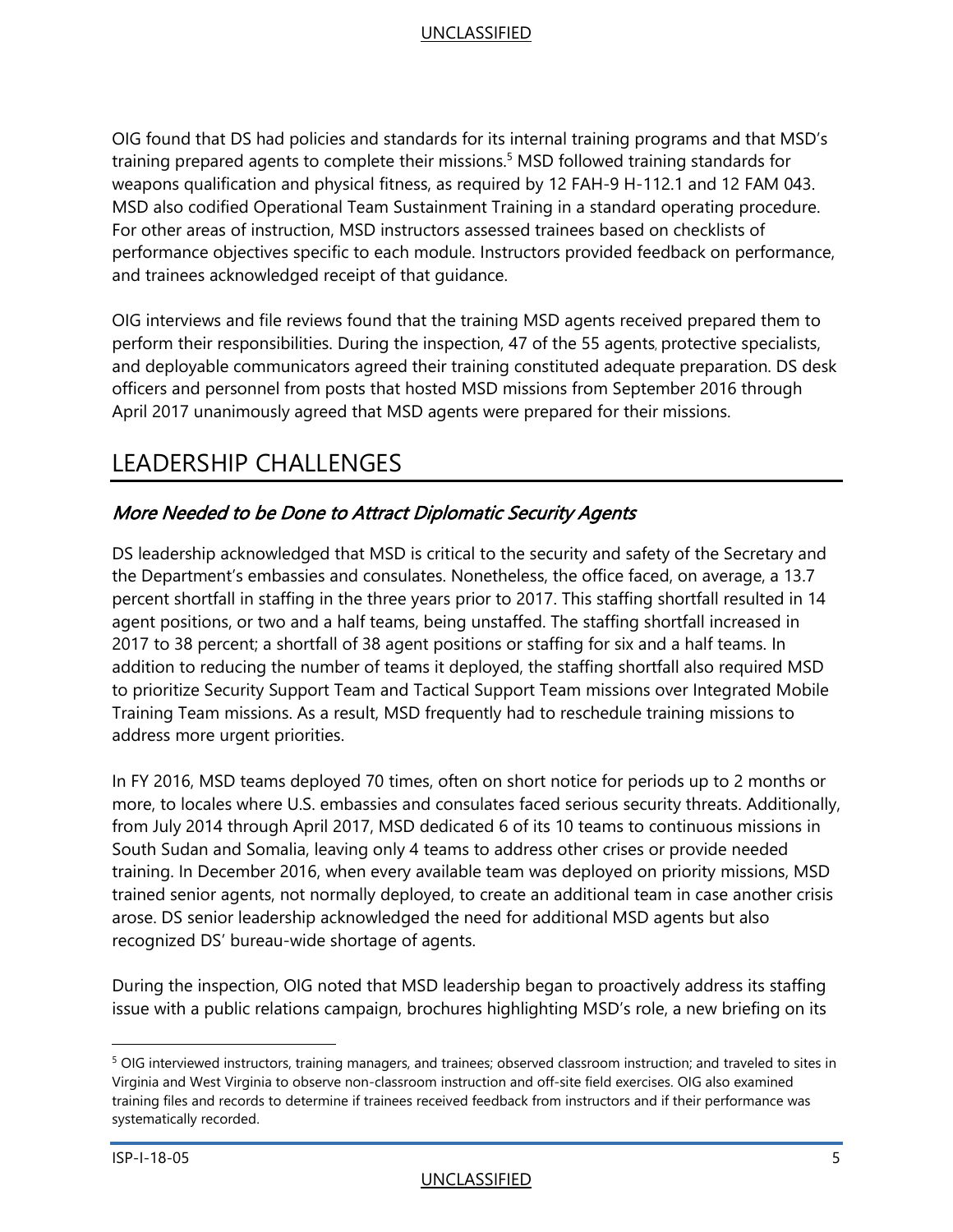OIG found that DS had policies and standards for its internal training programs and that MSD's training prepared agents to complete their missions.[5] MSD followed training standards for weapons qualification and physical fitness, as required by 12 FAH-9 H-112.1 and 12 FAM 043. MSD also codified Operational Team Sustainment Training in a standard operating procedure. For other areas of instruction, MSD instructors assessed trainees based on checklists of performance objectives specific to each module. Instructors provided feedback on performance, and trainees acknowledged receipt of that guidance.

OIG interviews and file reviews found that the training MSD agents received prepared them to perform their responsibilities. During the inspection, 47 of the 55 agents, protective specialists, and deployable communicators agreed their training constituted adequate preparation. DS desk officers and personnel from posts that hosted MSD missions from September 2016 through April 2017 unanimously agreed that MSD agents were prepared for their missions.

# LEADERSHIP CHALLENGES

## *More Needed to be Done to Attract Diplomatic Security Agents*

DS leadership acknowledged that MSD is critical to the security and safety of the Secretary and the Department's embassies and consulates. Nonetheless, the office faced, on average, a 13.7 percent shortfall in staffing in the three years prior to 2017. This staffing shortfall resulted in 14 agent positions, or two and a half teams, being unstaffed. The staffing shortfall increased in 2017 to 38 percent; a shortfall of 38 agent positions or staffing for six and a half teams. In addition to reducing the number of teams it deployed, the staffing shortfall also required MSD to prioritize Security Support Team and Tactical Support Team missions over Integrated Mobile Training Team missions. As a result, MSD frequently had to reschedule training missions to address more urgent priorities.

In FY 2016, MSD teams deployed 70 times, often on short notice for periods up to 2 months or more, to locales where U.S. embassies and consulates faced serious security threats. Additionally, from July 2014 through April 2017, MSD dedicated 6 of its 10 teams to continuous missions in South Sudan and Somalia, leaving only 4 teams to address other crises or provide needed training. In December 2016, when every available team was deployed on priority missions, MSD trained senior agents, not normally deployed, to create an additional team in case another crisis arose. DS senior leadership acknowledged the need for additional MSD agents but also recognized DS' bureau-wide shortage of agents.

During the inspection, OIG noted that MSD leadership began to proactively address its staffing issue with a public relations campaign, brochures highlighting MSD's role, a new briefing on its

---

[5] OIG interviewed instructors, training managers, and trainees; observed classroom instruction; and traveled to sites in Virginia and West Virginia to observe non-classroom instruction and off-site field exercises. OIG also examined training files and records to determine if trainees received feedback from instructors and if their performance was systematically recorded.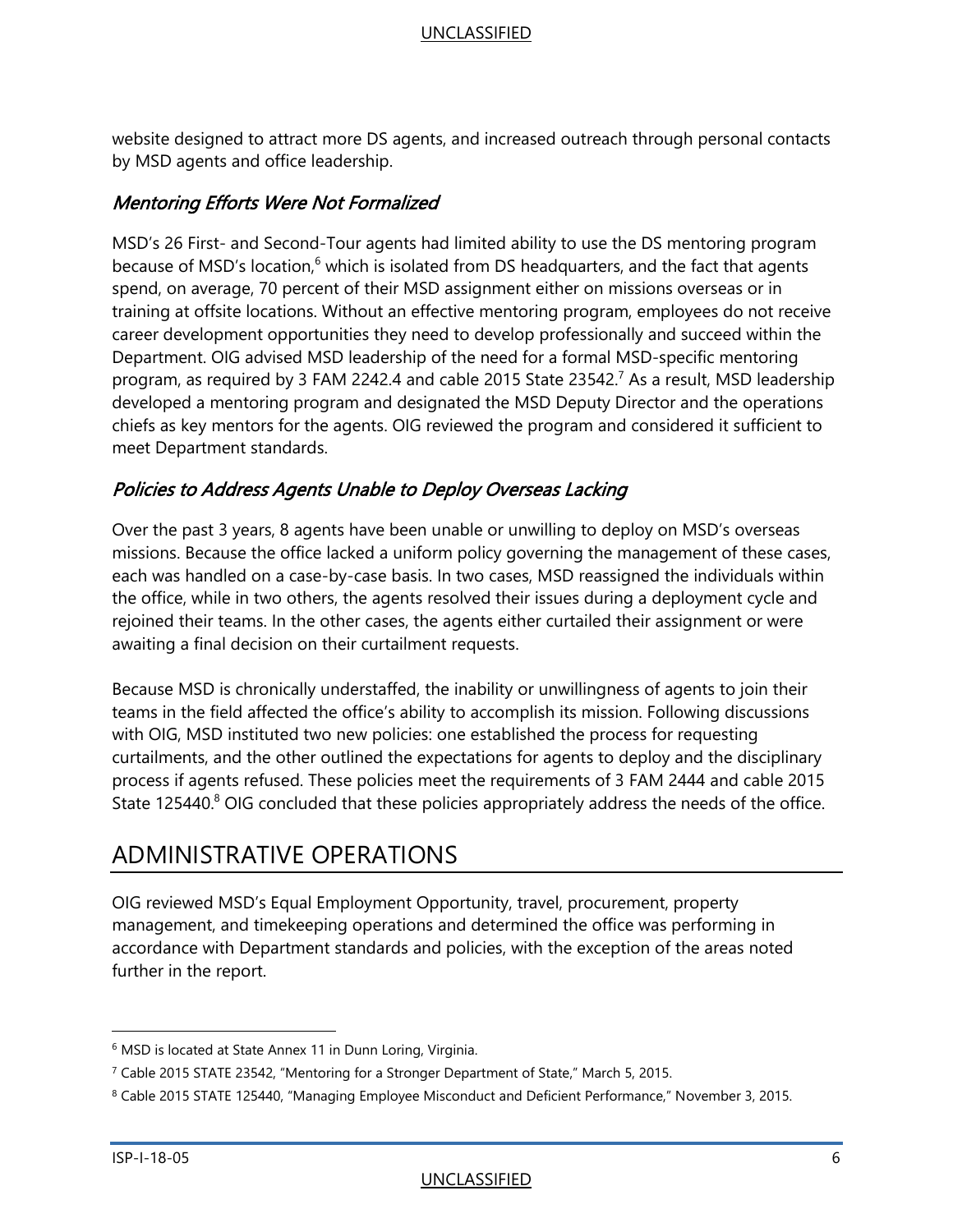website designed to attract more DS agents, and increased outreach through personal contacts by MSD agents and office leadership.

### *Mentoring Efforts Were Not Formalized*

MSD's 26 First- and Second-Tour agents had limited ability to use the DS mentoring program because of MSD's location,[6] which is isolated from DS headquarters, and the fact that agents spend, on average, 70 percent of their MSD assignment either on missions overseas or in training at offsite locations. Without an effective mentoring program, employees do not receive career development opportunities they need to develop professionally and succeed within the Department. OIG advised MSD leadership of the need for a formal MSD-specific mentoring program, as required by 3 FAM 2242.4 and cable 2015 State 23542.[7] As a result, MSD leadership developed a mentoring program and designated the MSD Deputy Director and the operations chiefs as key mentors for the agents. OIG reviewed the program and considered it sufficient to meet Department standards.

### *Policies to Address Agents Unable to Deploy Overseas Lacking*

Over the past 3 years, 8 agents have been unable or unwilling to deploy on MSD's overseas missions. Because the office lacked a uniform policy governing the management of these cases, each was handled on a case-by-case basis. In two cases, MSD reassigned the individuals within the office, while in two others, the agents resolved their issues during a deployment cycle and rejoined their teams. In the other cases, the agents either curtailed their assignment or were awaiting a final decision on their curtailment requests.

Because MSD is chronically understaffed, the inability or unwillingness of agents to join their teams in the field affected the office's ability to accomplish its mission. Following discussions with OIG, MSD instituted two new policies: one established the process for requesting curtailments, and the other outlined the expectations for agents to deploy and the disciplinary process if agents refused. These policies meet the requirements of 3 FAM 2444 and cable 2015 State 125440.[8] OIG concluded that these policies appropriately address the needs of the office.

## ADMINISTRATIVE OPERATIONS

OIG reviewed MSD's Equal Employment Opportunity, travel, procurement, property management, and timekeeping operations and determined the office was performing in accordance with Department standards and policies, with the exception of the areas noted further in the report.

---

[6] MSD is located at State Annex 11 in Dunn Loring, Virginia.

[7] Cable 2015 STATE 23542, "Mentoring for a Stronger Department of State," March 5, 2015.

[8] Cable 2015 STATE 125440, "Managing Employee Misconduct and Deficient Performance," November 3, 2015.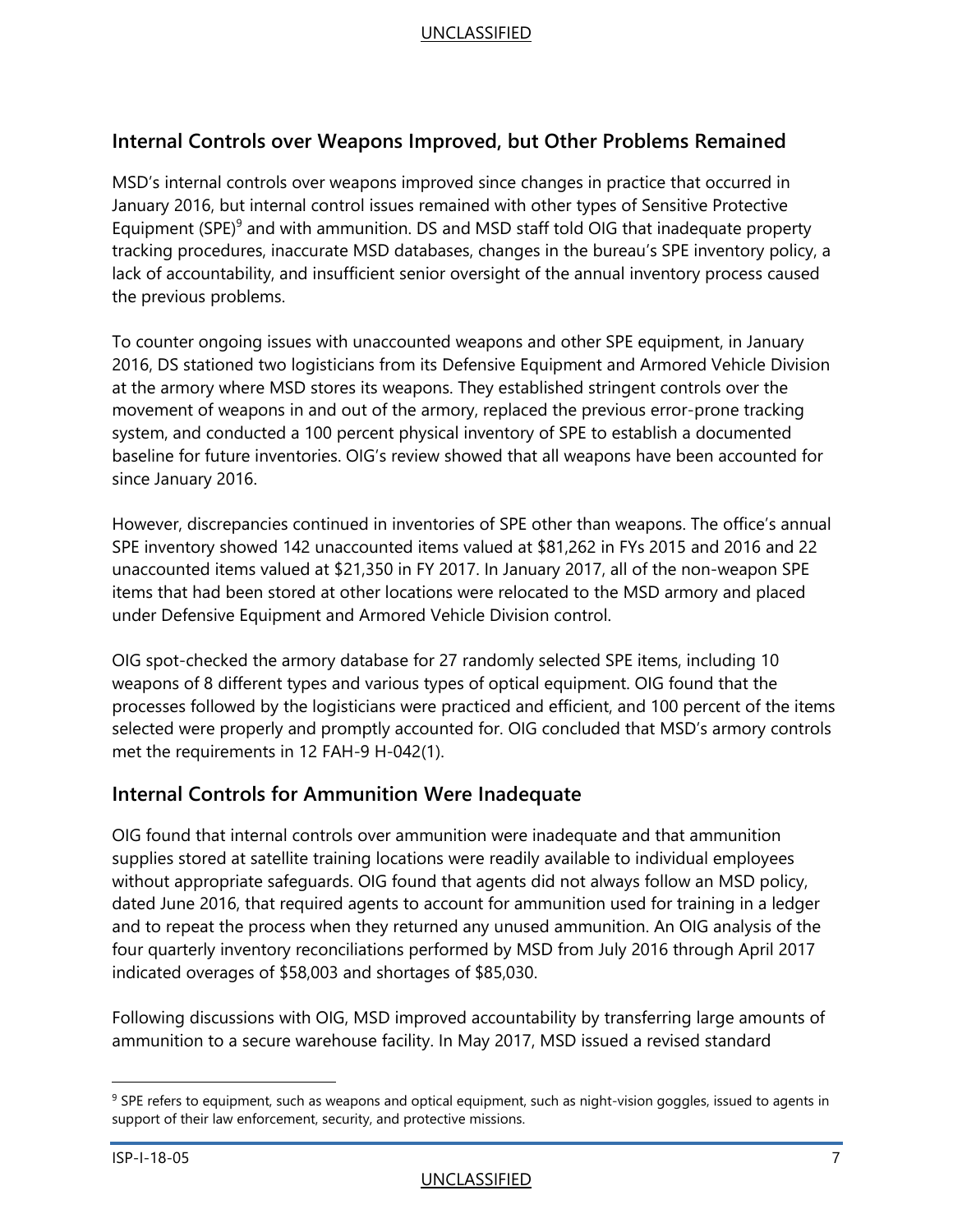## Internal Controls over Weapons Improved, but Other Problems Remained

MSD's internal controls over weapons improved since changes in practice that occurred in January 2016, but internal control issues remained with other types of Sensitive Protective Equipment (SPE)[9] and with ammunition. DS and MSD staff told OIG that inadequate property tracking procedures, inaccurate MSD databases, changes in the bureau's SPE inventory policy, a lack of accountability, and insufficient senior oversight of the annual inventory process caused the previous problems.

To counter ongoing issues with unaccounted weapons and other SPE equipment, in January 2016, DS stationed two logisticians from its Defensive Equipment and Armored Vehicle Division at the armory where MSD stores its weapons. They established stringent controls over the movement of weapons in and out of the armory, replaced the previous error-prone tracking system, and conducted a 100 percent physical inventory of SPE to establish a documented baseline for future inventories. OIG's review showed that all weapons have been accounted for since January 2016.

However, discrepancies continued in inventories of SPE other than weapons. The office's annual SPE inventory showed 142 unaccounted items valued at $81,262 in FYs 2015 and 2016 and 22 unaccounted items valued at $21,350 in FY 2017. In January 2017, all of the non-weapon SPE items that had been stored at other locations were relocated to the MSD armory and placed under Defensive Equipment and Armored Vehicle Division control.

OIG spot-checked the armory database for 27 randomly selected SPE items, including 10 weapons of 8 different types and various types of optical equipment. OIG found that the processes followed by the logisticians were practiced and efficient, and 100 percent of the items selected were properly and promptly accounted for. OIG concluded that MSD's armory controls met the requirements in 12 FAH-9 H-042(1).

## Internal Controls for Ammunition Were Inadequate

OIG found that internal controls over ammunition were inadequate and that ammunition supplies stored at satellite training locations were readily available to individual employees without appropriate safeguards. OIG found that agents did not always follow an MSD policy, dated June 2016, that required agents to account for ammunition used for training in a ledger and to repeat the process when they returned any unused ammunition. An OIG analysis of the four quarterly inventory reconciliations performed by MSD from July 2016 through April 2017 indicated overages of $58,003 and shortages of $85,030.

Following discussions with OIG, MSD improved accountability by transferring large amounts of ammunition to a secure warehouse facility. In May 2017, MSD issued a revised standard

---

[9] SPE refers to equipment, such as weapons and optical equipment, such as night-vision goggles, issued to agents in support of their law enforcement, security, and protective missions.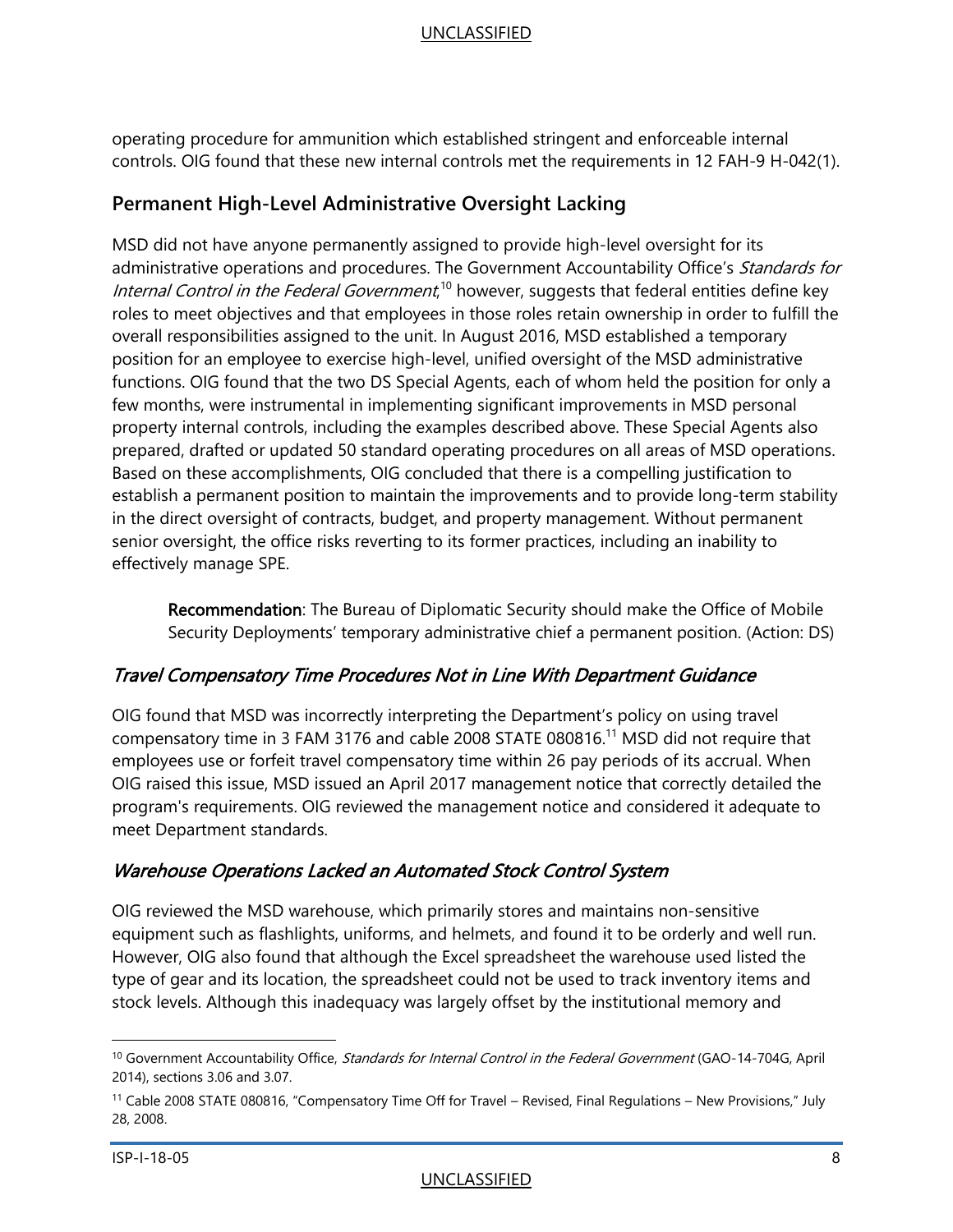operating procedure for ammunition which established stringent and enforceable internal controls. OIG found that these new internal controls met the requirements in 12 FAH-9 H-042(1).

## Permanent High-Level Administrative Oversight Lacking

MSD did not have anyone permanently assigned to provide high-level oversight for its administrative operations and procedures. The Government Accountability Office's *Standards for Internal Control in the Federal Government*,[10] however, suggests that federal entities define key roles to meet objectives and that employees in those roles retain ownership in order to fulfill the overall responsibilities assigned to the unit. In August 2016, MSD established a temporary position for an employee to exercise high-level, unified oversight of the MSD administrative functions. OIG found that the two DS Special Agents, each of whom held the position for only a few months, were instrumental in implementing significant improvements in MSD personal property internal controls, including the examples described above. These Special Agents also prepared, drafted or updated 50 standard operating procedures on all areas of MSD operations. Based on these accomplishments, OIG concluded that there is a compelling justification to establish a permanent position to maintain the improvements and to provide long-term stability in the direct oversight of contracts, budget, and property management. Without permanent senior oversight, the office risks reverting to its former practices, including an inability to effectively manage SPE.

> **Recommendation**: The Bureau of Diplomatic Security should make the Office of Mobile Security Deployments' temporary administrative chief a permanent position. (Action: DS)

### *Travel Compensatory Time Procedures Not in Line With Department Guidance*

OIG found that MSD was incorrectly interpreting the Department's policy on using travel compensatory time in 3 FAM 3176 and cable 2008 STATE 080816.[11] MSD did not require that employees use or forfeit travel compensatory time within 26 pay periods of its accrual. When OIG raised this issue, MSD issued an April 2017 management notice that correctly detailed the program's requirements. OIG reviewed the management notice and considered it adequate to meet Department standards.

### *Warehouse Operations Lacked an Automated Stock Control System*

OIG reviewed the MSD warehouse, which primarily stores and maintains non-sensitive equipment such as flashlights, uniforms, and helmets, and found it to be orderly and well run. However, OIG also found that although the Excel spreadsheet the warehouse used listed the type of gear and its location, the spreadsheet could not be used to track inventory items and stock levels. Although this inadequacy was largely offset by the institutional memory and

---

[10] Government Accountability Office, *Standards for Internal Control in the Federal Government* (GAO-14-704G, April 2014), sections 3.06 and 3.07.

[11] Cable 2008 STATE 080816, "Compensatory Time Off for Travel – Revised, Final Regulations – New Provisions," July 28, 2008.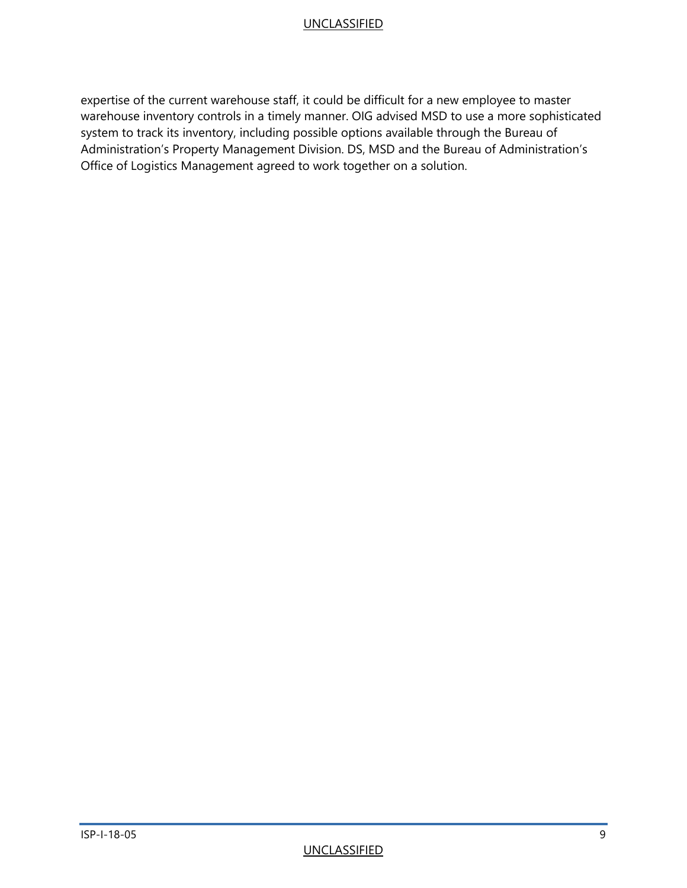expertise of the current warehouse staff, it could be difficult for a new employee to master warehouse inventory controls in a timely manner. OIG advised MSD to use a more sophisticated system to track its inventory, including possible options available through the Bureau of Administration's Property Management Division. DS, MSD and the Bureau of Administration's Office of Logistics Management agreed to work together on a solution.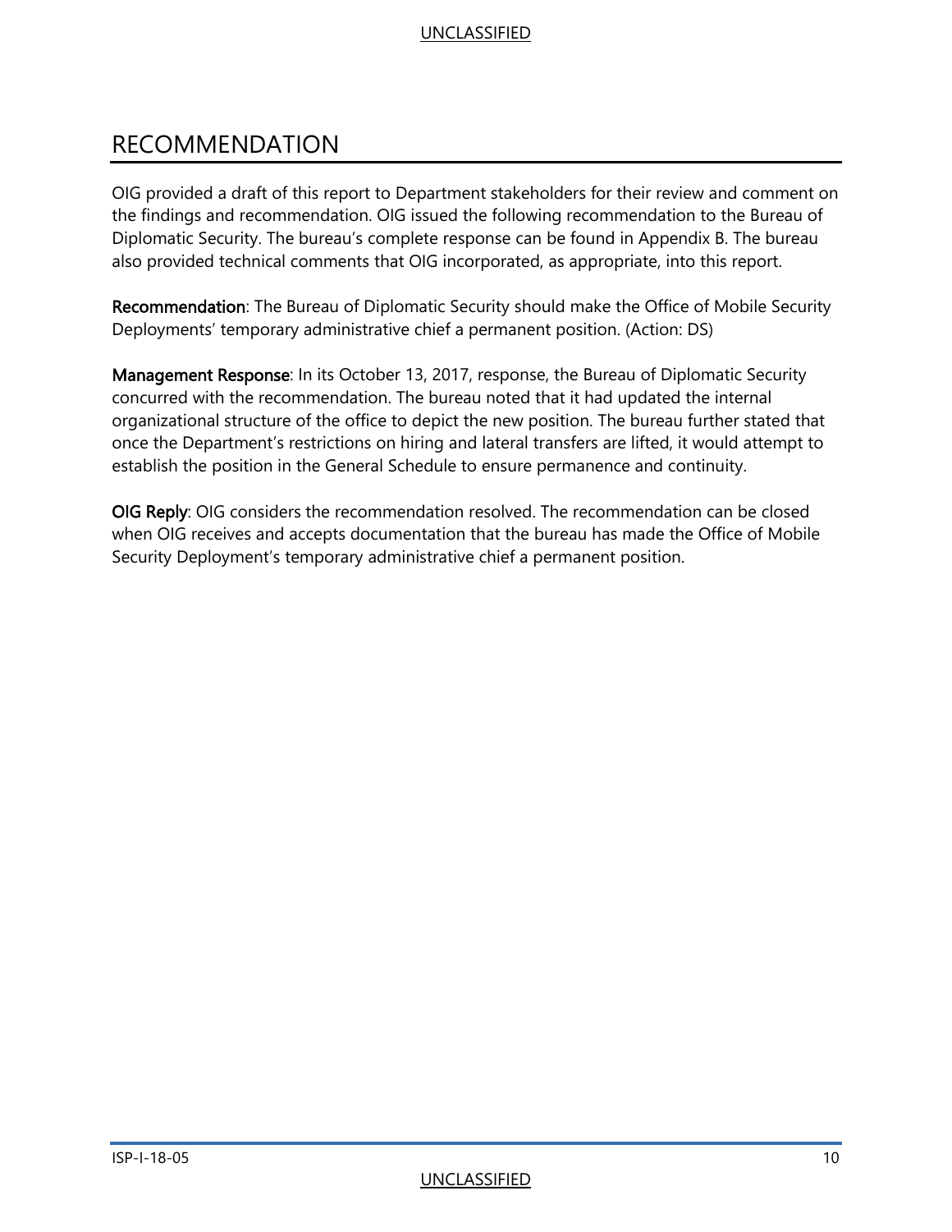# RECOMMENDATION

OIG provided a draft of this report to Department stakeholders for their review and comment on the findings and recommendation. OIG issued the following recommendation to the Bureau of Diplomatic Security. The bureau's complete response can be found in Appendix B. The bureau also provided technical comments that OIG incorporated, as appropriate, into this report.

**Recommendation**: The Bureau of Diplomatic Security should make the Office of Mobile Security Deployments' temporary administrative chief a permanent position. (Action: DS)

**Management Response**: In its October 13, 2017, response, the Bureau of Diplomatic Security concurred with the recommendation. The bureau noted that it had updated the internal organizational structure of the office to depict the new position. The bureau further stated that once the Department's restrictions on hiring and lateral transfers are lifted, it would attempt to establish the position in the General Schedule to ensure permanence and continuity.

**OIG Reply**: OIG considers the recommendation resolved. The recommendation can be closed when OIG receives and accepts documentation that the bureau has made the Office of Mobile Security Deployment's temporary administrative chief a permanent position.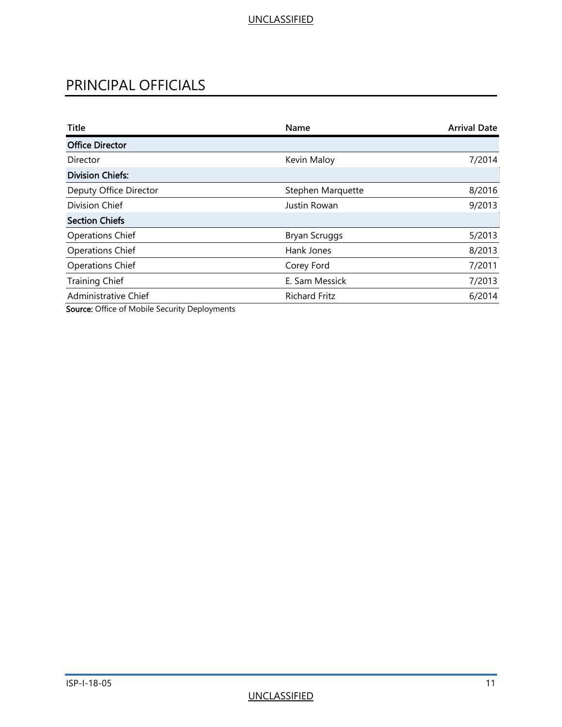# PRINCIPAL OFFICIALS

| Title | Name | Arrival Date |
|---|---|---|
| **Office Director** | | |
| Director | Kevin Maloy | 7/2014 |
| **Division Chiefs:** | | |
| Deputy Office Director | Stephen Marquette | 8/2016 |
| Division Chief | Justin Rowan | 9/2013 |
| **Section Chiefs** | | |
| Operations Chief | Bryan Scruggs | 5/2013 |
| Operations Chief | Hank Jones | 8/2013 |
| Operations Chief | Corey Ford | 7/2011 |
| Training Chief | E. Sam Messick | 7/2013 |
| Administrative Chief | Richard Fritz | 6/2014 |

**Source:** Office of Mobile Security Deployments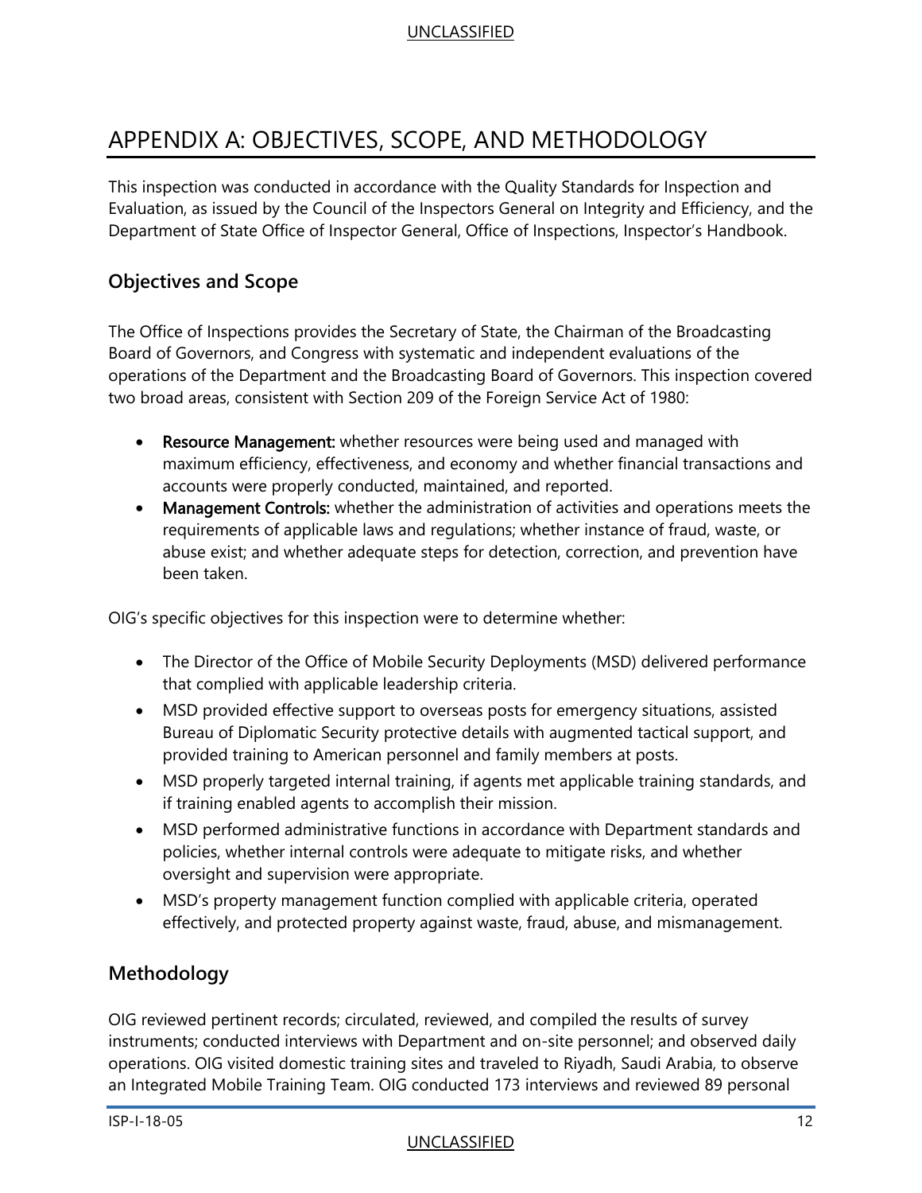# APPENDIX A: OBJECTIVES, SCOPE, AND METHODOLOGY

This inspection was conducted in accordance with the Quality Standards for Inspection and Evaluation, as issued by the Council of the Inspectors General on Integrity and Efficiency, and the Department of State Office of Inspector General, Office of Inspections, Inspector's Handbook.

## Objectives and Scope

The Office of Inspections provides the Secretary of State, the Chairman of the Broadcasting Board of Governors, and Congress with systematic and independent evaluations of the operations of the Department and the Broadcasting Board of Governors. This inspection covered two broad areas, consistent with Section 209 of the Foreign Service Act of 1980:

- **Resource Management:** whether resources were being used and managed with maximum efficiency, effectiveness, and economy and whether financial transactions and accounts were properly conducted, maintained, and reported.
- **Management Controls:** whether the administration of activities and operations meets the requirements of applicable laws and regulations; whether instance of fraud, waste, or abuse exist; and whether adequate steps for detection, correction, and prevention have been taken.

OIG's specific objectives for this inspection were to determine whether:

- The Director of the Office of Mobile Security Deployments (MSD) delivered performance that complied with applicable leadership criteria.
- MSD provided effective support to overseas posts for emergency situations, assisted Bureau of Diplomatic Security protective details with augmented tactical support, and provided training to American personnel and family members at posts.
- MSD properly targeted internal training, if agents met applicable training standards, and if training enabled agents to accomplish their mission.
- MSD performed administrative functions in accordance with Department standards and policies, whether internal controls were adequate to mitigate risks, and whether oversight and supervision were appropriate.
- MSD's property management function complied with applicable criteria, operated effectively, and protected property against waste, fraud, abuse, and mismanagement.

## Methodology

OIG reviewed pertinent records; circulated, reviewed, and compiled the results of survey instruments; conducted interviews with Department and on-site personnel; and observed daily operations. OIG visited domestic training sites and traveled to Riyadh, Saudi Arabia, to observe an Integrated Mobile Training Team. OIG conducted 173 interviews and reviewed 89 personal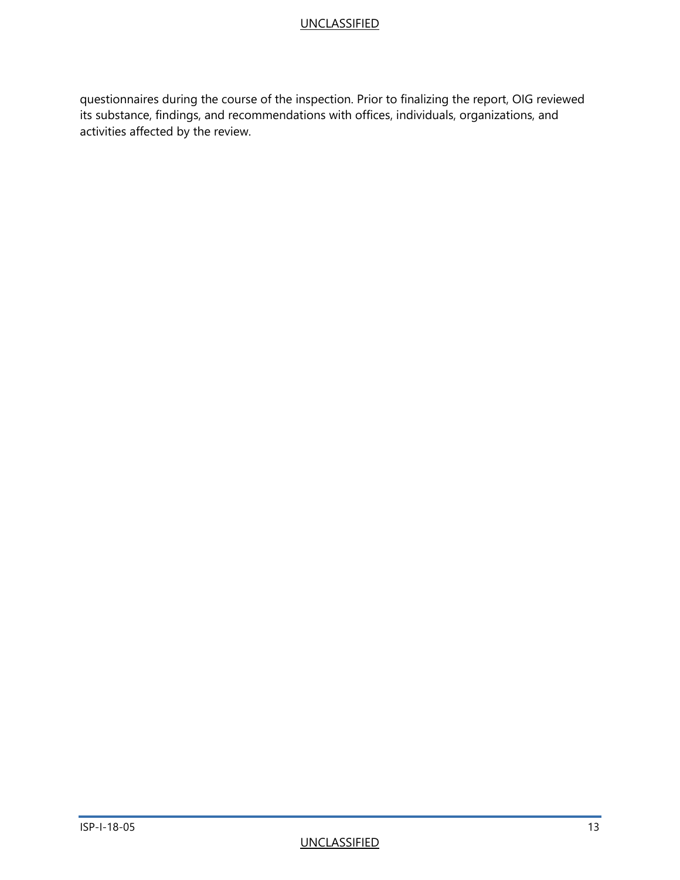questionnaires during the course of the inspection. Prior to finalizing the report, OIG reviewed its substance, findings, and recommendations with offices, individuals, organizations, and activities affected by the review.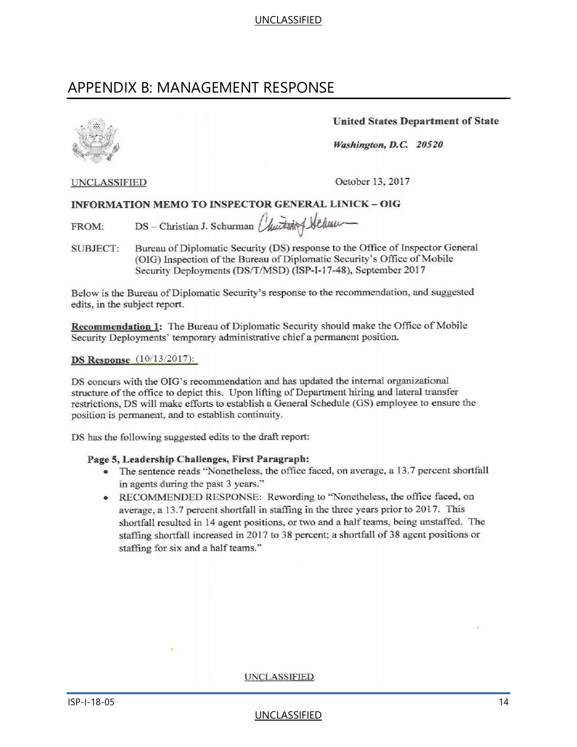## APPENDIX B: MANAGEMENT RESPONSE

**United States Department of State**

***Washington, D.C. 20520***

UNCLASSIFIED

October 13, 2017

**INFORMATION MEMO TO INSPECTOR GENERAL LINICK – OIG**

FROM: DS – Christian J. Schurman

SUBJECT: Bureau of Diplomatic Security (DS) response to the Office of Inspector General (OIG) Inspection of the Bureau of Diplomatic Security's Office of Mobile Security Deployments (DS/T/MSD) (ISP-I-17-48), September 2017

Below is the Bureau of Diplomatic Security's response to the recommendation, and suggested edits, in the subject report.

**Recommendation 1:** The Bureau of Diplomatic Security should make the Office of Mobile Security Deployments' temporary administrative chief a permanent position.

**DS Response (10/13/2017):**

DS concurs with the OIG's recommendation and has updated the internal organizational structure of the office to depict this. Upon lifting of Department hiring and lateral transfer restrictions, DS will make efforts to establish a General Schedule (GS) employee to ensure the position is permanent, and to establish continuity.

DS has the following suggested edits to the draft report:

**Page 5, Leadership Challenges, First Paragraph:**

- The sentence reads "Nonetheless, the office faced, on average, a 13.7 percent shortfall in agents during the past 3 years."
- RECOMMENDED RESPONSE: Rewording to "Nonetheless, the office faced, on average, a 13.7 percent shortfall in staffing in the three years prior to 2017. This shortfall resulted in 14 agent positions, or two and a half teams, being unstaffed. The staffing shortfall increased in 2017 to 38 percent; a shortfall of 38 agent positions or staffing for six and a half teams."

UNCLASSIFIED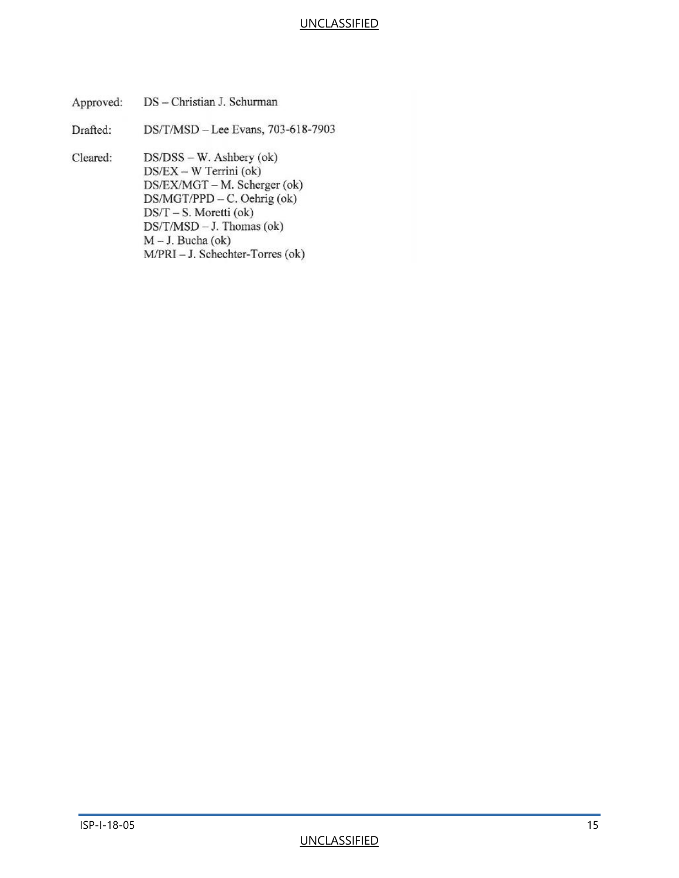Approved: DS – Christian J. Schurman

Drafted: DS/T/MSD – Lee Evans, 703-618-7903

Cleared: DS/DSS – W. Ashbery (ok)
DS/EX – W Terrini (ok)
DS/EX/MGT – M. Scherger (ok)
DS/MGT/PPD – C. Oehrig (ok)
DS/T – S. Moretti (ok)
DS/T/MSD – J. Thomas (ok)
M – J. Bucha (ok)
M/PRI – J. Schechter-Torres (ok)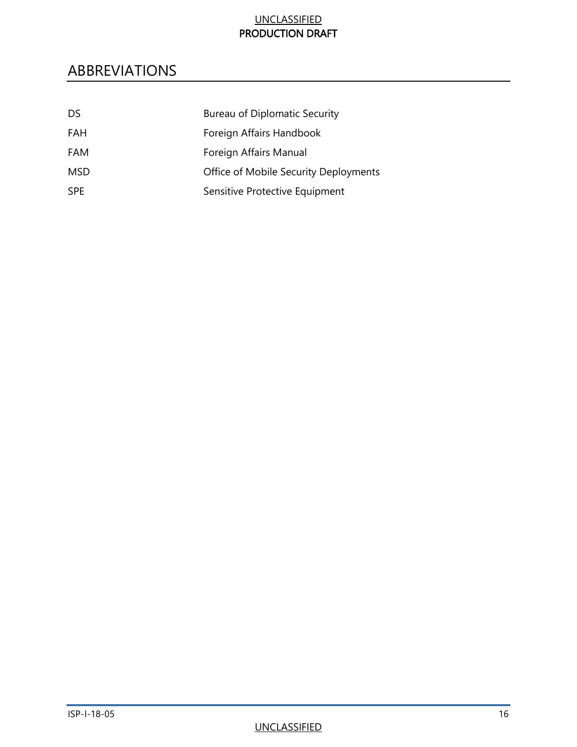# ABBREVIATIONS

| | |
|---|---|
| DS | Bureau of Diplomatic Security |
| FAH | Foreign Affairs Handbook |
| FAM | Foreign Affairs Manual |
| MSD | Office of Mobile Security Deployments |
| SPE | Sensitive Protective Equipment |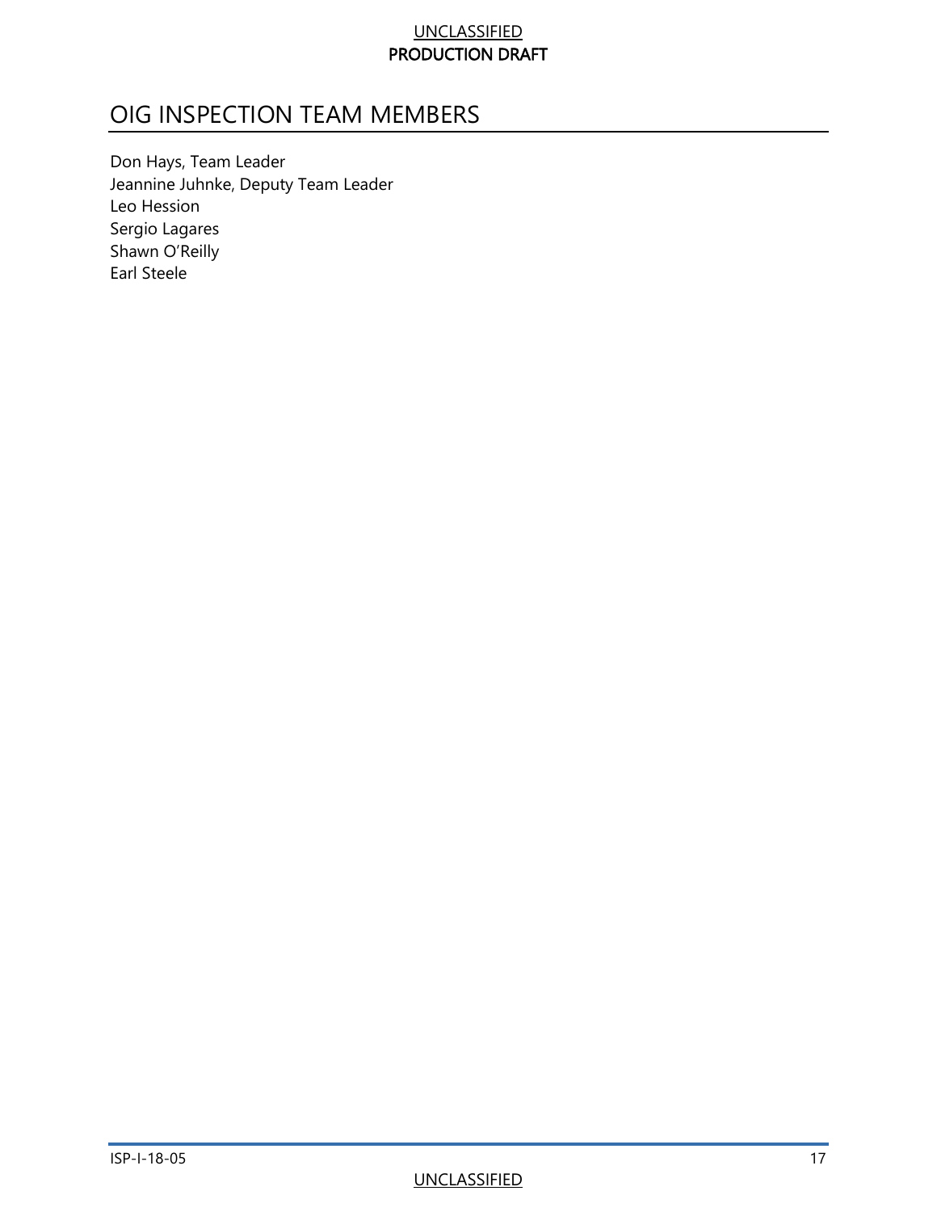# OIG INSPECTION TEAM MEMBERS

Don Hays, Team Leader
Jeannine Juhnke, Deputy Team Leader
Leo Hession
Sergio Lagares
Shawn O'Reilly
Earl Steele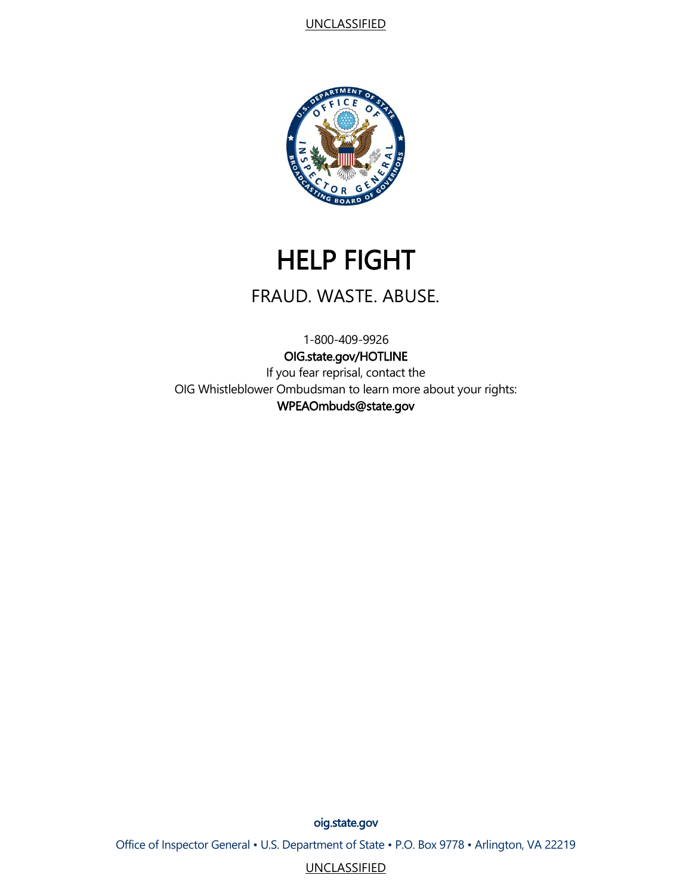# HELP FIGHT

## FRAUD. WASTE. ABUSE.

1-800-409-9926

**OIG.state.gov/HOTLINE**

If you fear reprisal, contact the
OIG Whistleblower Ombudsman to learn more about your rights:

**WPEAOmbuds@state.gov**

**oig.state.gov**

Office of Inspector General • U.S. Department of State • P.O. Box 9778 • Arlington, VA 22219